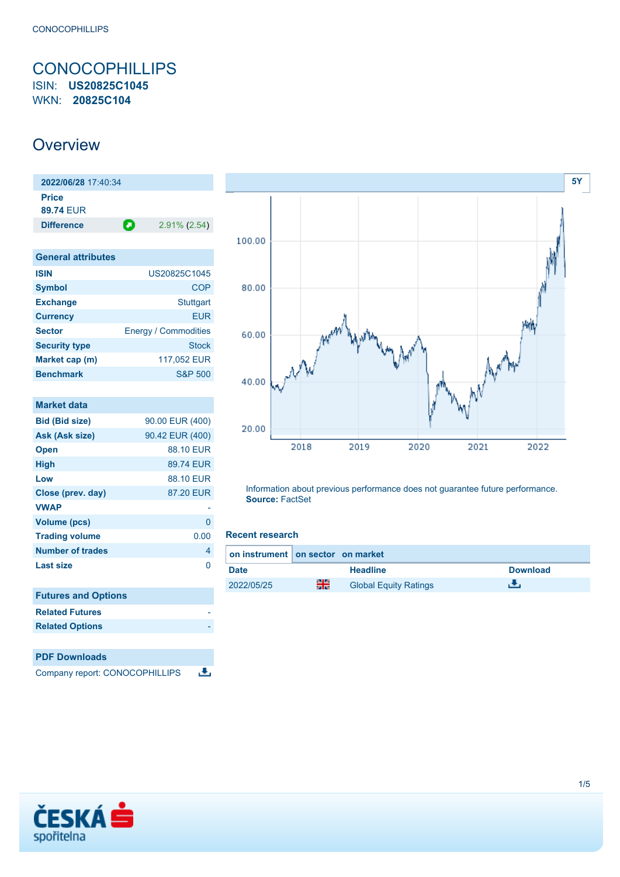# CONOCOPHILLIPS

ISIN: **US20825C1045**
WKN: **20825C104**

## Overview

| 2022/06/28 17:40:34 | |
|---|---|
| **Price** | |
| **89.74** EUR | |
| **Difference** | 2.91% (2.54) |

| General attributes | |
|---|---|
| **ISIN** | US20825C1045 |
| **Symbol** | COP |
| **Exchange** | Stuttgart |
| **Currency** | EUR |
| **Sector** | Energy / Commodities |
| **Security type** | Stock |
| **Market cap (m)** | 117,052 EUR |
| **Benchmark** | S&P 500 |

| Market data | |
|---|---|
| **Bid (Bid size)** | 90.00 EUR (400) |
| **Ask (Ask size)** | 90.42 EUR (400) |
| **Open** | 88.10 EUR |
| **High** | 89.74 EUR |
| **Low** | 88.10 EUR |
| **Close (prev. day)** | 87.20 EUR |
| **VWAP** | - |
| **Volume (pcs)** | 0 |
| **Trading volume** | 0.00 |
| **Number of trades** | 4 |
| **Last size** | 0 |

| Futures and Options | |
|---|---|
| **Related Futures** | - |
| **Related Options** | - |

| PDF Downloads |
|---|
| Company report: CONOCOPHILLIPS |

5Y

Information about previous performance does not guarantee future performance.
**Source:** FactSet

### Recent research

on instrument | on sector | on market

| Date | | Headline | Download |
|---|---|---|---|
| 2022/05/25 | | Global Equity Ratings | |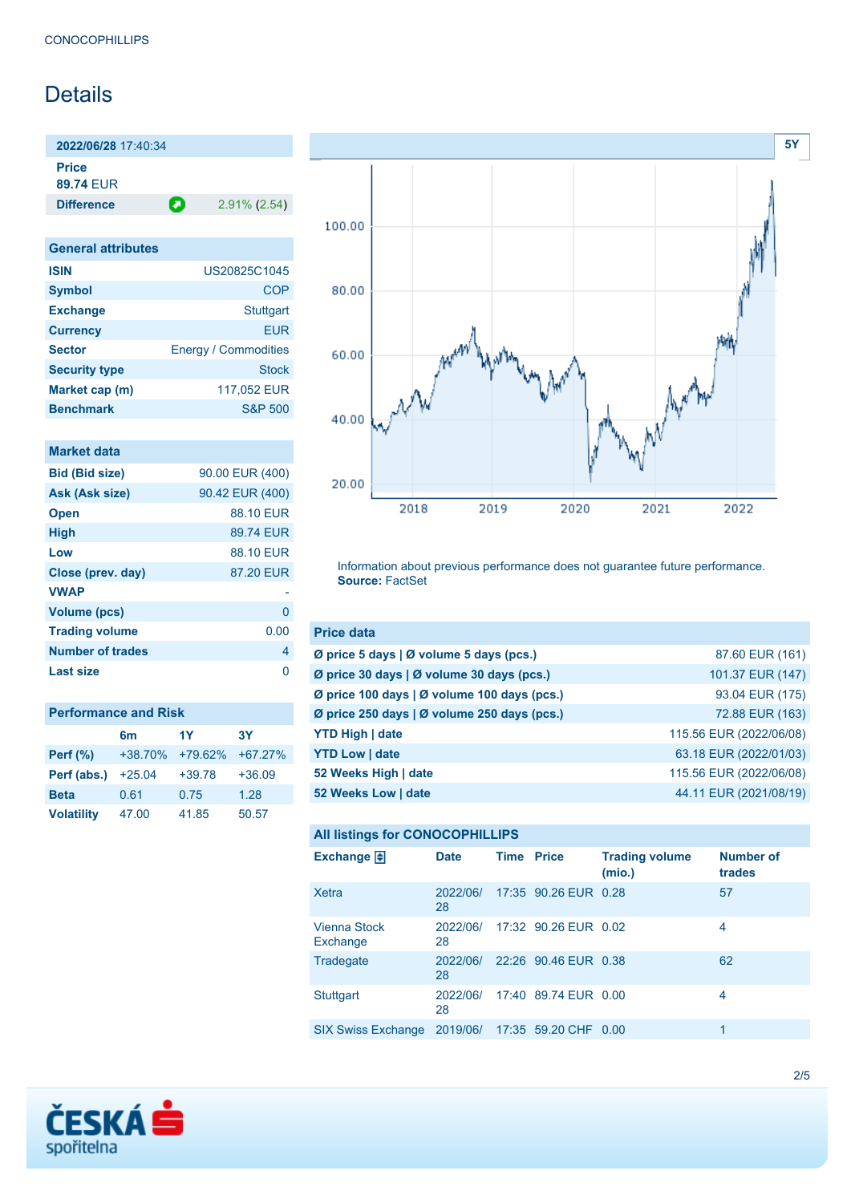CONOCOPHILLIPS

# Details

| **2022/06/28** 17:40:34 | |
|---|---|
| **Price** | |
| **89.74** EUR | |
| **Difference** | 2.91% (2.54) |

| General attributes | |
|---|---|
| **ISIN** | US20825C1045 |
| **Symbol** | COP |
| **Exchange** | Stuttgart |
| **Currency** | EUR |
| **Sector** | Energy / Commodities |
| **Security type** | Stock |
| **Market cap (m)** | 117,052 EUR |
| **Benchmark** | S&P 500 |

| Market data | |
|---|---|
| **Bid (Bid size)** | 90.00 EUR (400) |
| **Ask (Ask size)** | 90.42 EUR (400) |
| **Open** | 88.10 EUR |
| **High** | 89.74 EUR |
| **Low** | 88.10 EUR |
| **Close (prev. day)** | 87.20 EUR |
| **VWAP** | - |
| **Volume (pcs)** | 0 |
| **Trading volume** | 0.00 |
| **Number of trades** | 4 |
| **Last size** | 0 |

| Performance and Risk | 6m | 1Y | 3Y |
|---|---|---|---|
| **Perf (%)** | +38.70% | +79.62% | +67.27% |
| **Perf (abs.)** | +25.04 | +39.78 | +36.09 |
| **Beta** | 0.61 | 0.75 | 1.28 |
| **Volatility** | 47.00 | 41.85 | 50.57 |

Information about previous performance does not guarantee future performance.
**Source:** FactSet

| Price data | |
|---|---|
| **Ø price 5 days \| Ø volume 5 days (pcs.)** | 87.60 EUR (161) |
| **Ø price 30 days \| Ø volume 30 days (pcs.)** | 101.37 EUR (147) |
| **Ø price 100 days \| Ø volume 100 days (pcs.)** | 93.04 EUR (175) |
| **Ø price 250 days \| Ø volume 250 days (pcs.)** | 72.88 EUR (163) |
| **YTD High \| date** | 115.56 EUR (2022/06/08) |
| **YTD Low \| date** | 63.18 EUR (2022/01/03) |
| **52 Weeks High \| date** | 115.56 EUR (2022/06/08) |
| **52 Weeks Low \| date** | 44.11 EUR (2021/08/19) |

**All listings for CONOCOPHILLIPS**

| Exchange | Date | Time | Price | Trading volume (mio.) | Number of trades |
|---|---|---|---|---|---|
| Xetra | 2022/06/28 | 17:35 | 90.26 EUR | 0.28 | 57 |
| Vienna Stock Exchange | 2022/06/28 | 17:32 | 90.26 EUR | 0.02 | 4 |
| Tradegate | 2022/06/28 | 22:26 | 90.46 EUR | 0.38 | 62 |
| Stuttgart | 2022/06/28 | 17:40 | 89.74 EUR | 0.00 | 4 |
| SIX Swiss Exchange | 2019/06/ | 17:35 | 59.20 CHF | 0.00 | 1 |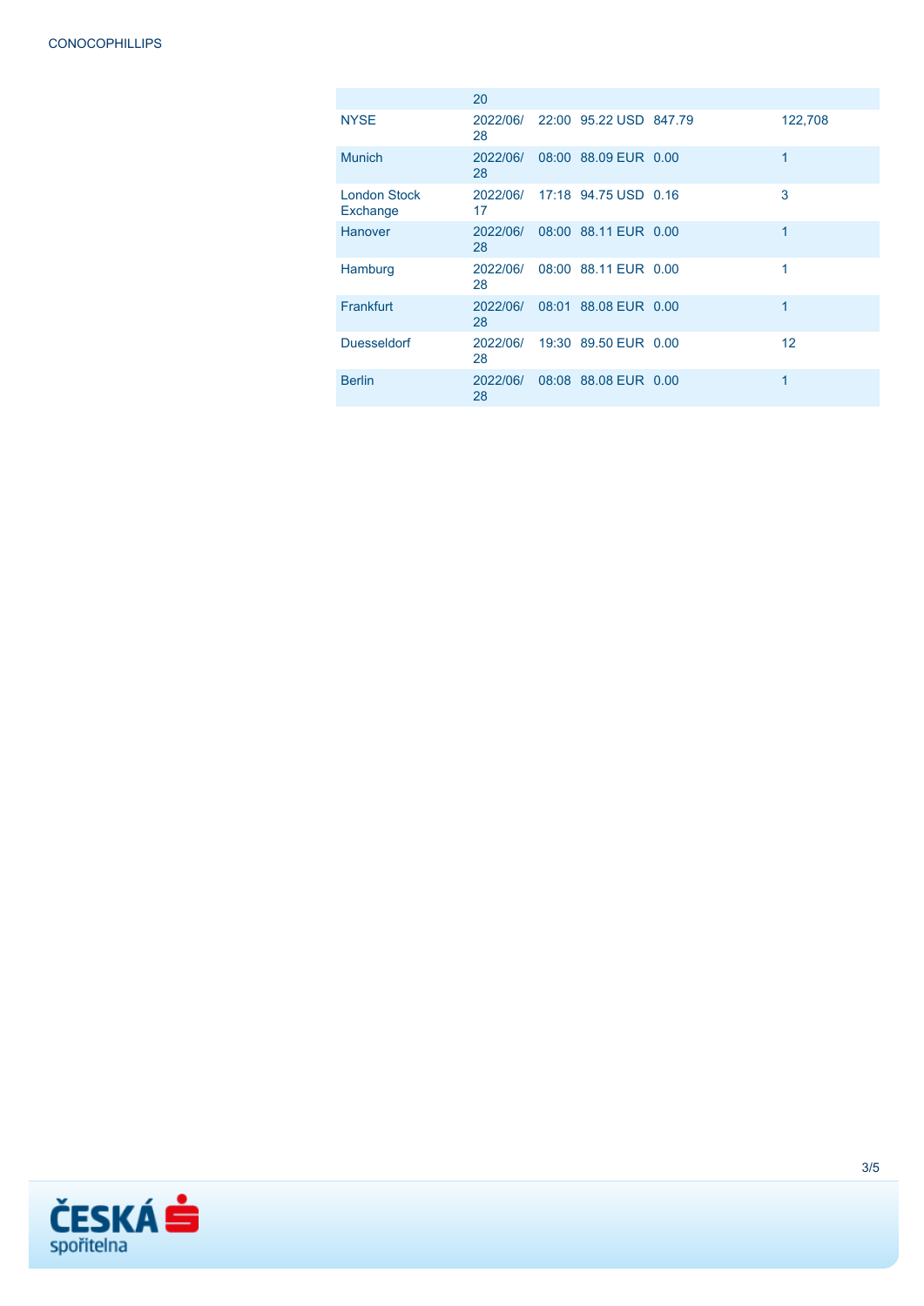| | | | | | | |
|---|---|---|---|---|---|---|
| | 20 | | | | | |
| NYSE | 2022/06/28 | 22:00 | 95.22 USD | 847.79 | | 122,708 |
| Munich | 2022/06/28 | 08:00 | 88.09 EUR | 0.00 | | 1 |
| London Stock Exchange | 2022/06/17 | 17:18 | 94.75 USD | 0.16 | | 3 |
| Hanover | 2022/06/28 | 08:00 | 88.11 EUR | 0.00 | | 1 |
| Hamburg | 2022/06/28 | 08:00 | 88.11 EUR | 0.00 | | 1 |
| Frankfurt | 2022/06/28 | 08:01 | 88.08 EUR | 0.00 | | 1 |
| Duesseldorf | 2022/06/28 | 19:30 | 89.50 EUR | 0.00 | | 12 |
| Berlin | 2022/06/28 | 08:08 | 88.08 EUR | 0.00 | | 1 |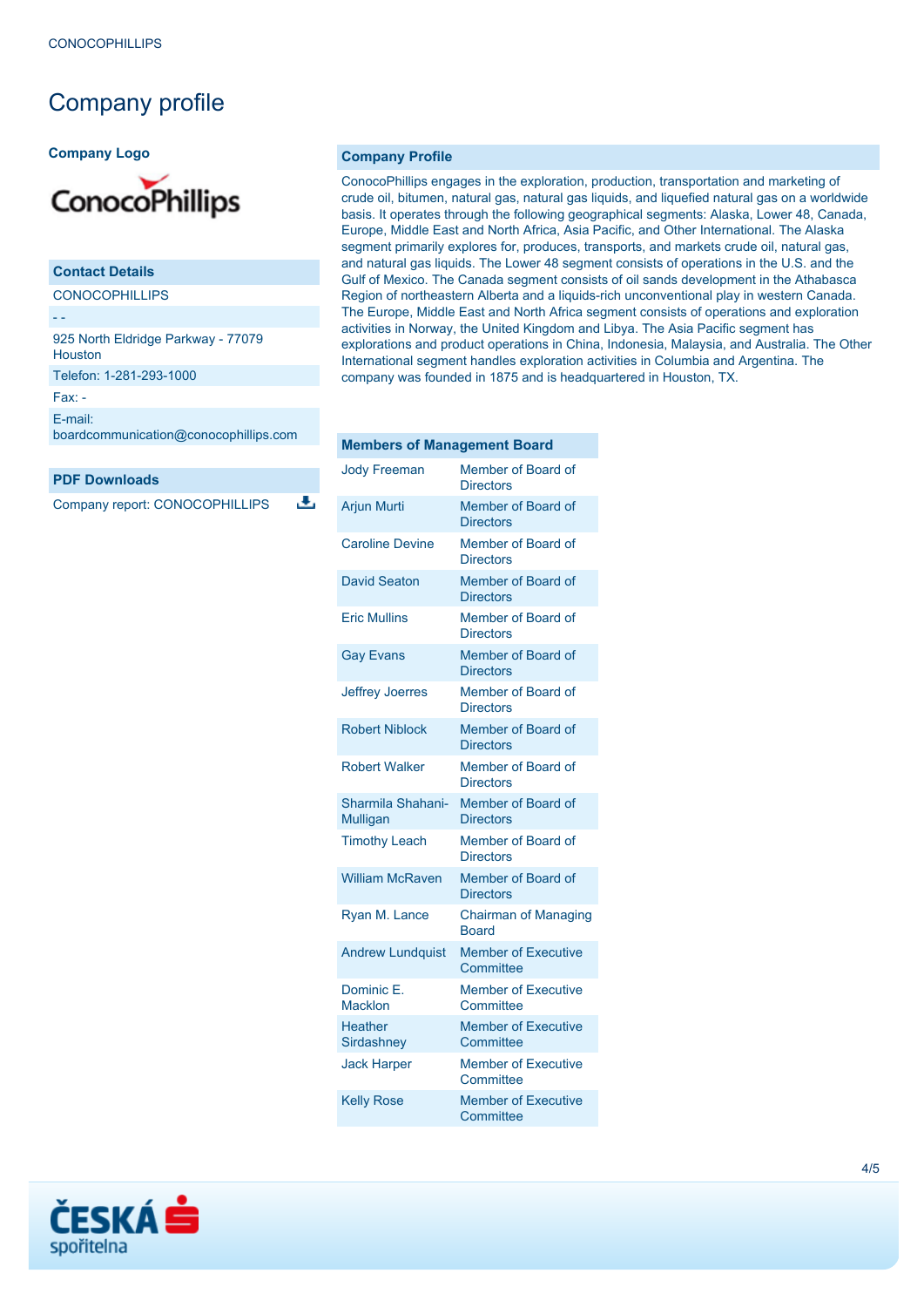# Company profile

**Company Logo**

## Company Profile

ConocoPhillips engages in the exploration, production, transportation and marketing of crude oil, bitumen, natural gas, natural gas liquids, and liquefied natural gas on a worldwide basis. It operates through the following geographical segments: Alaska, Lower 48, Canada, Europe, Middle East and North Africa, Asia Pacific, and Other International. The Alaska segment primarily explores for, produces, transports, and markets crude oil, natural gas, and natural gas liquids. The Lower 48 segment consists of operations in the U.S. and the Gulf of Mexico. The Canada segment consists of oil sands development in the Athabasca Region of northeastern Alberta and a liquids-rich unconventional play in western Canada. The Europe, Middle East and North Africa segment consists of operations and exploration activities in Norway, the United Kingdom and Libya. The Asia Pacific segment has explorations and product operations in China, Indonesia, Malaysia, and Australia. The Other International segment handles exploration activities in Columbia and Argentina. The company was founded in 1875 and is headquartered in Houston, TX.

## Contact Details

CONOCOPHILLIPS

- -

925 North Eldridge Parkway - 77079 Houston

Telefon: 1-281-293-1000

Fax: -

E-mail: boardcommunication@conocophillips.com

## PDF Downloads

Company report: CONOCOPHILLIPS

## Members of Management Board

| Name | Position |
|---|---|
| Jody Freeman | Member of Board of Directors |
| Arjun Murti | Member of Board of Directors |
| Caroline Devine | Member of Board of Directors |
| David Seaton | Member of Board of Directors |
| Eric Mullins | Member of Board of Directors |
| Gay Evans | Member of Board of Directors |
| Jeffrey Joerres | Member of Board of Directors |
| Robert Niblock | Member of Board of Directors |
| Robert Walker | Member of Board of Directors |
| Sharmila Shahani-Mulligan | Member of Board of Directors |
| Timothy Leach | Member of Board of Directors |
| William McRaven | Member of Board of Directors |
| Ryan M. Lance | Chairman of Managing Board |
| Andrew Lundquist | Member of Executive Committee |
| Dominic E. Macklon | Member of Executive Committee |
| Heather Sirdashney | Member of Executive Committee |
| Jack Harper | Member of Executive Committee |
| Kelly Rose | Member of Executive Committee |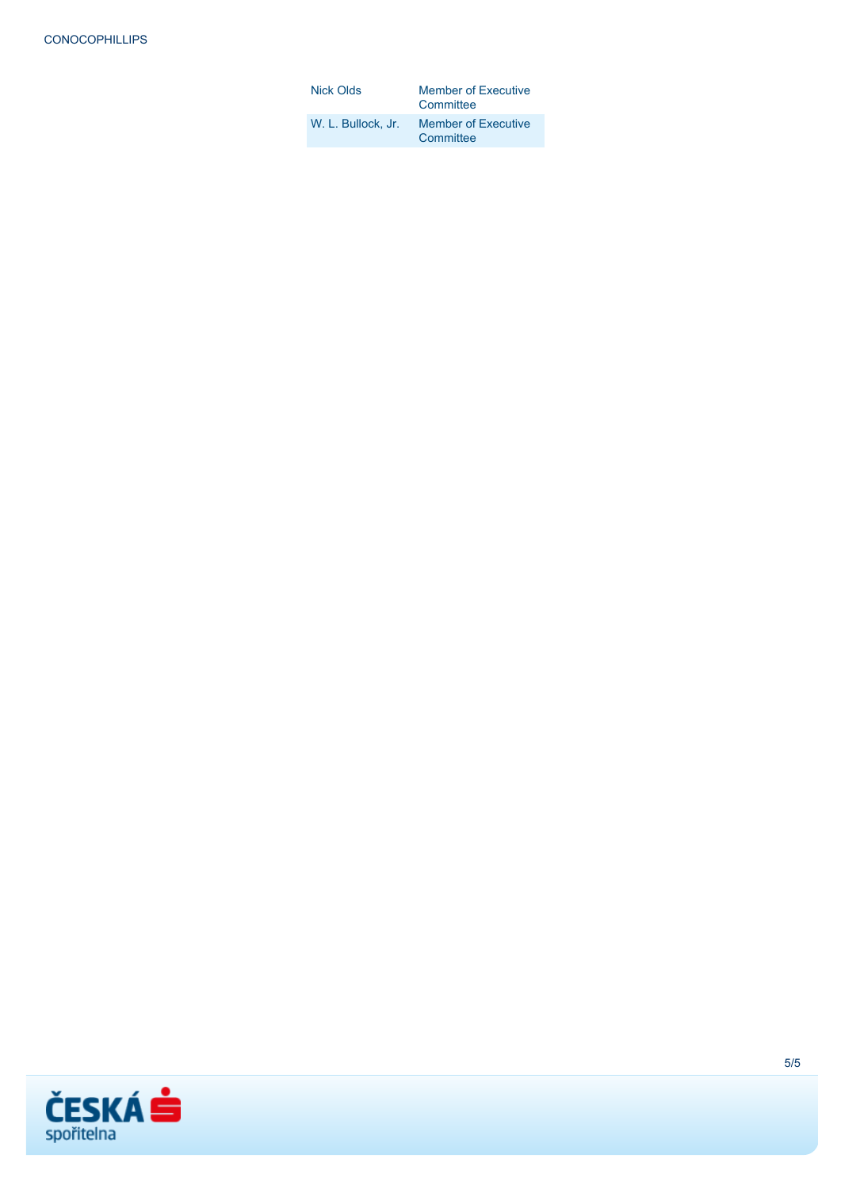| | |
|---|---|
| Nick Olds | Member of Executive Committee |
| W. L. Bullock, Jr. | Member of Executive Committee |